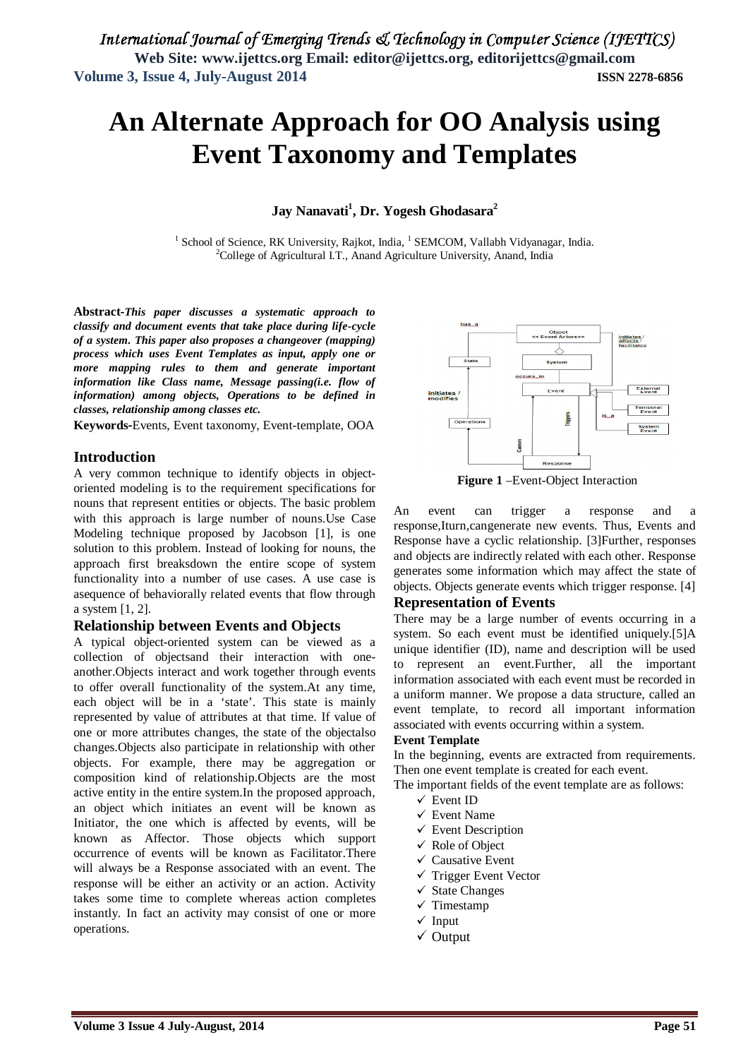# An Alternate Approach for OO Analysis using Event Taxonomy and Templates

**Jay Nanavati[1], Dr. Yogesh Ghodasara[2]**

[1] School of Science, RK University, Rajkot, India, [1] SEMCOM, Vallabh Vidyanagar, India.
[2]College of Agricultural I.T., Anand Agriculture University, Anand, India

**Abstract-*This paper discusses a systematic approach to classify and document events that take place during life-cycle of a system. This paper also proposes a changeover (mapping) process which uses Event Templates as input, apply one or more mapping rules to them and generate important information like Class name, Message passing(i.e. flow of information) among objects, Operations to be defined in classes, relationship among classes etc.***

**Keywords-**Events, Event taxonomy, Event-template, OOA

## Introduction

A very common technique to identify objects in object-oriented modeling is to the requirement specifications for nouns that represent entities or objects. The basic problem with this approach is large number of nouns.Use Case Modeling technique proposed by Jacobson [1], is one solution to this problem. Instead of looking for nouns, the approach first breaksdown the entire scope of system functionality into a number of use cases. A use case is asequence of behaviorally related events that flow through a system [1, 2].

## Relationship between Events and Objects

A typical object-oriented system can be viewed as a collection of objectsand their interaction with one-another.Objects interact and work together through events to offer overall functionality of the system.At any time, each object will be in a 'state'. This state is mainly represented by value of attributes at that time. If value of one or more attributes changes, the state of the objectalso changes.Objects also participate in relationship with other objects. For example, there may be aggregation or composition kind of relationship.Objects are the most active entity in the entire system.In the proposed approach, an object which initiates an event will be known as Initiator, the one which is affected by events, will be known as Affector. Those objects which support occurrence of events will be known as Facilitator.There will always be a Response associated with an event. The response will be either an activity or an action. Activity takes some time to complete whereas action completes instantly. In fact an activity may consist of one or more operations.

**Figure 1** –Event-Object Interaction

An event can trigger a response and a response,Iturn,cangenerate new events. Thus, Events and Response have a cyclic relationship. [3]Further, responses and objects are indirectly related with each other. Response generates some information which may affect the state of objects. Objects generate events which trigger response. [4]

## Representation of Events

There may be a large number of events occurring in a system. So each event must be identified uniquely.[5]A unique identifier (ID), name and description will be used to represent an event.Further, all the important information associated with each event must be recorded in a uniform manner. We propose a data structure, called an event template, to record all important information associated with events occurring within a system.

### Event Template

In the beginning, events are extracted from requirements. Then one event template is created for each event.

The important fields of the event template are as follows:

- ✓ Event ID
- ✓ Event Name
- ✓ Event Description
- ✓ Role of Object
- ✓ Causative Event
- ✓ Trigger Event Vector
- ✓ State Changes
- ✓ Timestamp
- ✓ Input
- ✓ Output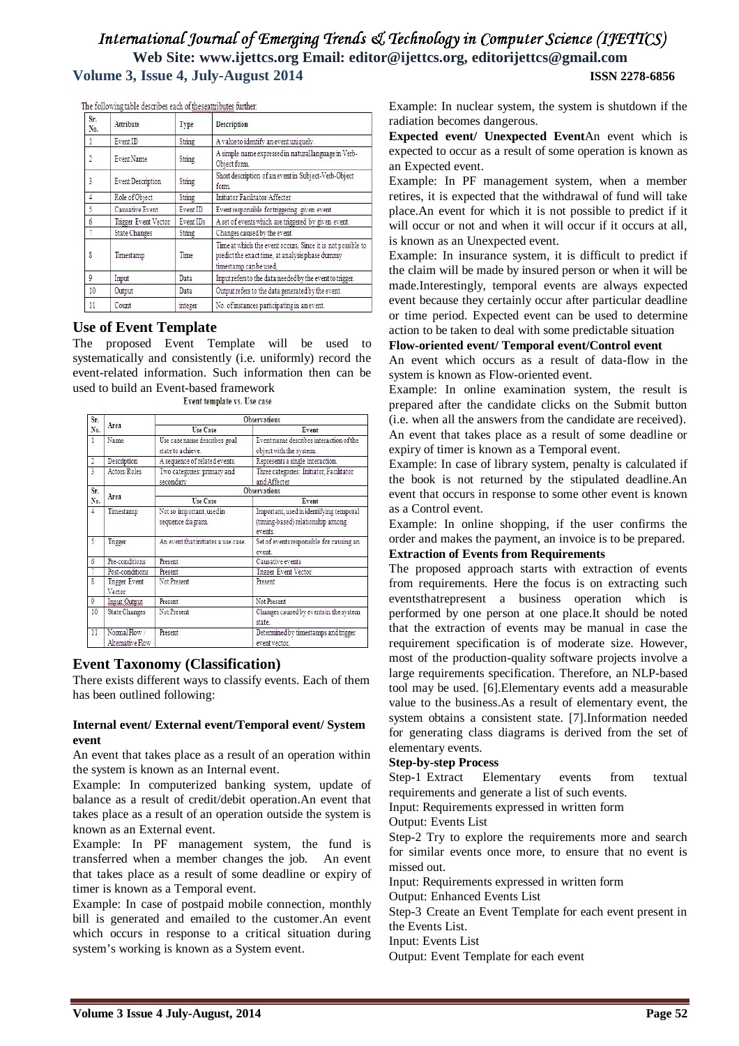The following table describes each of theseattributes further.

| Sr. No. | Attribute | Type | Description |
|---|---|---|---|
| 1 | Event ID | String | A value to identify an event uniquely. |
| 2 | Event Name | String | A simple name expressed in natural language in Verb-Object form. |
| 3 | Event Description | String | Short description of an event in Subject-Verb-Object form. |
| 4 | Role of Object | String | Initiator Facilitator/Affecter |
| 5 | Causative Event | Event ID | Event responsible for triggering given event. |
| 6 | Trigger Event Vector | Event IDs | A set of events which are triggered by given event. |
| 7 | State Changes | String | Changes caused by the event. |
| 8 | Timestamp | Time | Time at which the event occurs. Since it is not possible to predict the exact time, at analysis phase dummy timestamp can be used. |
| 9 | Input | Data | Input refers to the data needed by the event to trigger. |
| 10 | Output | Data | Output refers to the data generated by the event. |
| 11 | Count | integer | No. of instances participating in an event. |

## Use of Event Template

The proposed Event Template will be used to systematically and consistently (i.e. uniformly) record the event-related information. Such information then can be used to build an Event-based framework

Event template vs. Use case

| Sr. No. | Area | Observations | |
|---|---|---|---|
| | | Use Case | Event |
| 1 | Name | Use case name describes goal state to achieve. | Event name describes interaction of the object with the system. |
| 2 | Description | A sequence of related events. | Represents a single interaction. |
| 3 | Actors/Roles | Two categories: primary and secondary | Three categories: Initiator, Facilitator and Affecter |
| 4 | Timestamp | Not so important, used in sequence diagram. | Important, used in identifying temporal (timing-based) relationship among events. |
| 5 | Trigger | An event that initiates a use case. | Set of events responsible for causing an event. |
| 6 | Pre-conditions | Present | Causative events |
| 7 | Post-conditions | Present | Trigger Event Vector |
| 8 | Trigger Event Vector | Not Present | Present |
| 9 | Input/Output | Present | Not Present |
| 10 | State Changes | Not Present | Changes caused by events in the system state. |
| 11 | Normal Flow / Alternative Flow | Present | Determined by timestamps and trigger event vector. |

## Event Taxonomy (Classification)

There exists different ways to classify events. Each of them has been outlined following:

### Internal event/ External event/Temporal event/ System event

An event that takes place as a result of an operation within the system is known as an Internal event.

Example: In computerized banking system, update of balance as a result of credit/debit operation.An event that takes place as a result of an operation outside the system is known as an External event.

Example: In PF management system, the fund is transferred when a member changes the job. An event that takes place as a result of some deadline or expiry of timer is known as a Temporal event.

Example: In case of postpaid mobile connection, monthly bill is generated and emailed to the customer.An event which occurs in response to a critical situation during system's working is known as a System event.

Example: In nuclear system, the system is shutdown if the radiation becomes dangerous.

**Expected event/ Unexpected Event**An event which is expected to occur as a result of some operation is known as an Expected event.

Example: In PF management system, when a member retires, it is expected that the withdrawal of fund will take place.An event for which it is not possible to predict if it will occur or not and when it will occur if it occurs at all, is known as an Unexpected event.

Example: In insurance system, it is difficult to predict if the claim will be made by insured person or when it will be made.Interestingly, temporal events are always expected event because they certainly occur after particular deadline or time period. Expected event can be used to determine action to be taken to deal with some predictable situation

**Flow-oriented event/ Temporal event/Control event**

An event which occurs as a result of data-flow in the system is known as Flow-oriented event.

Example: In online examination system, the result is prepared after the candidate clicks on the Submit button (i.e. when all the answers from the candidate are received). An event that takes place as a result of some deadline or expiry of timer is known as a Temporal event.

Example: In case of library system, penalty is calculated if the book is not returned by the stipulated deadline.An event that occurs in response to some other event is known as a Control event.

Example: In online shopping, if the user confirms the order and makes the payment, an invoice is to be prepared.

**Extraction of Events from Requirements**

The proposed approach starts with extraction of events from requirements. Here the focus is on extracting such eventsthatrepresent a business operation which is performed by one person at one place.It should be noted that the extraction of events may be manual in case the requirement specification is of moderate size. However, most of the production-quality software projects involve a large requirements specification. Therefore, an NLP-based tool may be used. [6].Elementary events add a measurable value to the business.As a result of elementary event, the system obtains a consistent state. [7].Information needed for generating class diagrams is derived from the set of elementary events.

**Step-by-step Process**

Step-1 Extract Elementary events from textual requirements and generate a list of such events.

Input: Requirements expressed in written form

Output: Events List

Step-2 Try to explore the requirements more and search for similar events once more, to ensure that no event is missed out.

Input: Requirements expressed in written form

Output: Enhanced Events List

Step-3 Create an Event Template for each event present in the Events List.

Input: Events List

Output: Event Template for each event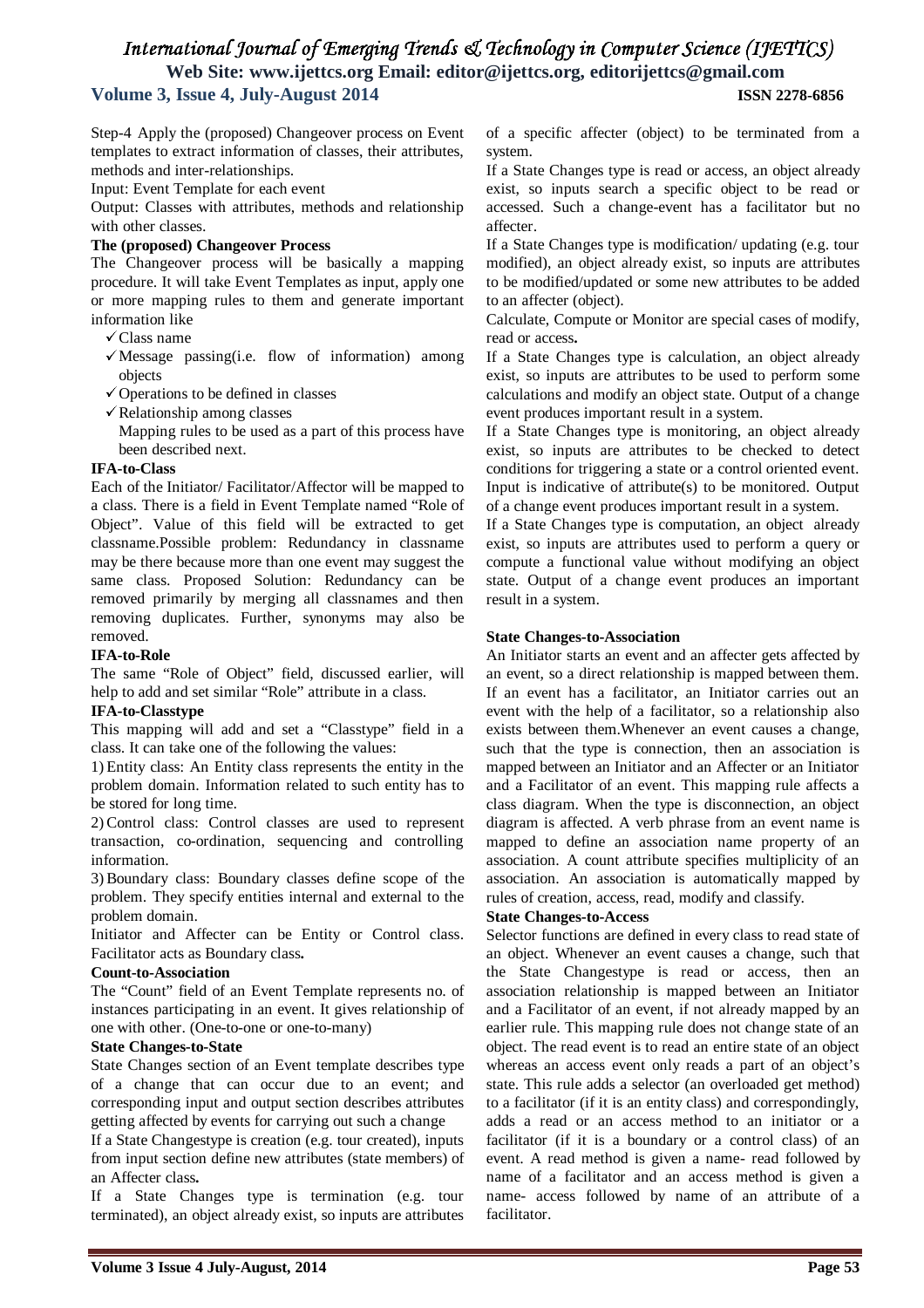Step-4 Apply the (proposed) Changeover process on Event templates to extract information of classes, their attributes, methods and inter-relationships.

Input: Event Template for each event

Output: Classes with attributes, methods and relationship with other classes.

**The (proposed) Changeover Process**

The Changeover process will be basically a mapping procedure. It will take Event Templates as input, apply one or more mapping rules to them and generate important information like

- ✓ Class name
- ✓ Message passing(i.e. flow of information) among objects
- ✓ Operations to be defined in classes
- ✓ Relationship among classes

Mapping rules to be used as a part of this process have been described next.

**IFA-to-Class**

Each of the Initiator/ Facilitator/Affector will be mapped to a class. There is a field in Event Template named "Role of Object". Value of this field will be extracted to get classname.Possible problem: Redundancy in classname may be there because more than one event may suggest the same class. Proposed Solution: Redundancy can be removed primarily by merging all classnames and then removing duplicates. Further, synonyms may also be removed.

**IFA-to-Role**

The same "Role of Object" field, discussed earlier, will help to add and set similar "Role" attribute in a class.

**IFA-to-Classtype**

This mapping will add and set a "Classtype" field in a class. It can take one of the following the values:

1) Entity class: An Entity class represents the entity in the problem domain. Information related to such entity has to be stored for long time.

2) Control class: Control classes are used to represent transaction, co-ordination, sequencing and controlling information.

3) Boundary class: Boundary classes define scope of the problem. They specify entities internal and external to the problem domain.

Initiator and Affecter can be Entity or Control class. Facilitator acts as Boundary class**.**

**Count-to-Association**

The "Count" field of an Event Template represents no. of instances participating in an event. It gives relationship of one with other. (One-to-one or one-to-many)

**State Changes-to-State**

State Changes section of an Event template describes type of a change that can occur due to an event; and corresponding input and output section describes attributes getting affected by events for carrying out such a change

If a State Changestype is creation (e.g. tour created), inputs from input section define new attributes (state members) of an Affecter class**.**

If a State Changes type is termination (e.g. tour terminated), an object already exist, so inputs are attributes of a specific affecter (object) to be terminated from a system.

If a State Changes type is read or access, an object already exist, so inputs search a specific object to be read or accessed. Such a change-event has a facilitator but no affecter.

If a State Changes type is modification/ updating (e.g. tour modified), an object already exist, so inputs are attributes to be modified/updated or some new attributes to be added to an affecter (object).

Calculate, Compute or Monitor are special cases of modify, read or access**.**

If a State Changes type is calculation, an object already exist, so inputs are attributes to be used to perform some calculations and modify an object state. Output of a change event produces important result in a system.

If a State Changes type is monitoring, an object already exist, so inputs are attributes to be checked to detect conditions for triggering a state or a control oriented event. Input is indicative of attribute(s) to be monitored. Output of a change event produces important result in a system.

If a State Changes type is computation, an object already exist, so inputs are attributes used to perform a query or compute a functional value without modifying an object state. Output of a change event produces an important result in a system.

**State Changes-to-Association**

An Initiator starts an event and an affecter gets affected by an event, so a direct relationship is mapped between them. If an event has a facilitator, an Initiator carries out an event with the help of a facilitator, so a relationship also exists between them.Whenever an event causes a change, such that the type is connection, then an association is mapped between an Initiator and an Affecter or an Initiator and a Facilitator of an event. This mapping rule affects a class diagram. When the type is disconnection, an object diagram is affected. A verb phrase from an event name is mapped to define an association name property of an association. A count attribute specifies multiplicity of an association. An association is automatically mapped by rules of creation, access, read, modify and classify.

**State Changes-to-Access**

Selector functions are defined in every class to read state of an object. Whenever an event causes a change, such that the State Changestype is read or access, then an association relationship is mapped between an Initiator and a Facilitator of an event, if not already mapped by an earlier rule. This mapping rule does not change state of an object. The read event is to read an entire state of an object whereas an access event only reads a part of an object's state. This rule adds a selector (an overloaded get method) to a facilitator (if it is an entity class) and correspondingly, adds a read or an access method to an initiator or a facilitator (if it is a boundary or a control class) of an event. A read method is given a name- read followed by name of a facilitator and an access method is given a name- access followed by name of an attribute of a facilitator.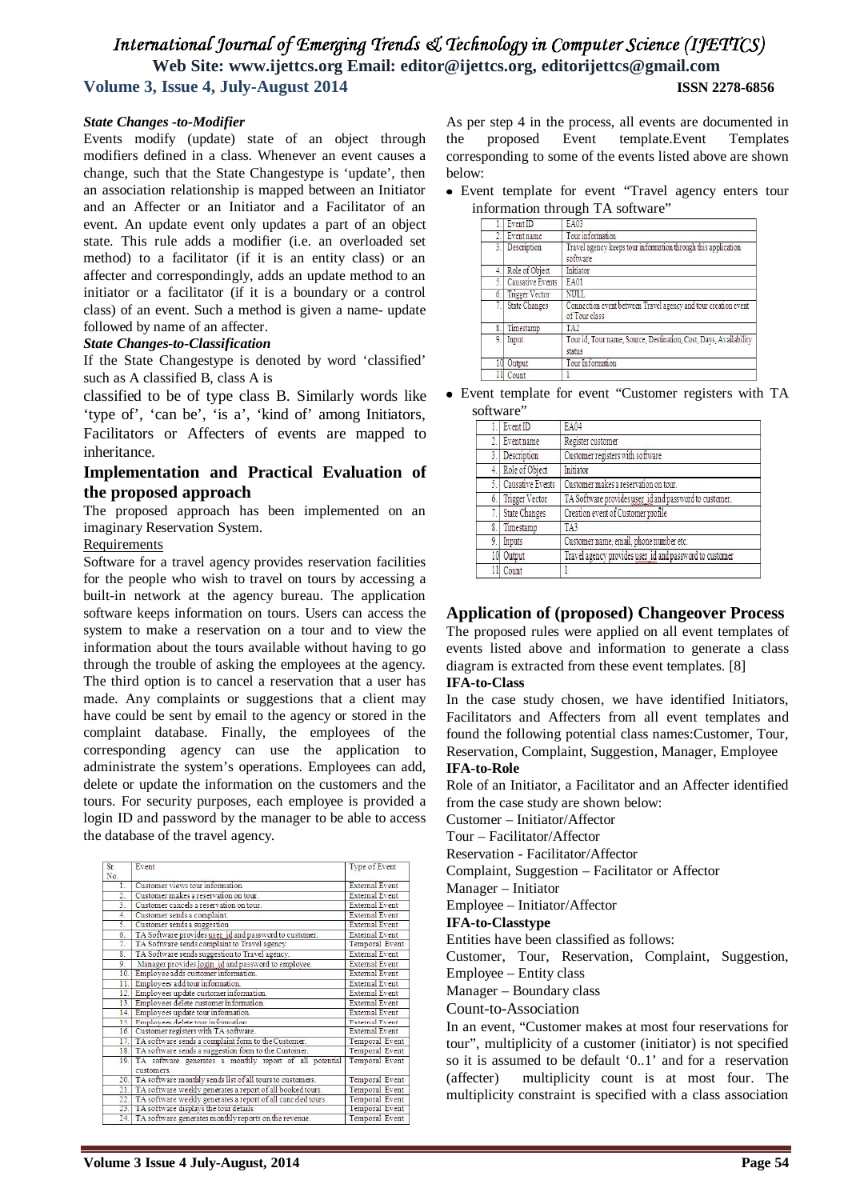***State Changes -to-Modifier***

Events modify (update) state of an object through modifiers defined in a class. Whenever an event causes a change, such that the State Changestype is 'update', then an association relationship is mapped between an Initiator and an Affecter or an Initiator and a Facilitator of an event. An update event only updates a part of an object state. This rule adds a modifier (i.e. an overloaded set method) to a facilitator (if it is an entity class) or an affecter and correspondingly, adds an update method to an initiator or a facilitator (if it is a boundary or a control class) of an event. Such a method is given a name- update followed by name of an affecter.

***State Changes-to-Classification***

If the State Changestype is denoted by word 'classified' such as A classified B, class A is

classified to be of type class B. Similarly words like 'type of', 'can be', 'is a', 'kind of' among Initiators, Facilitators or Affecters of events are mapped to inheritance.

## Implementation and Practical Evaluation of the proposed approach

The proposed approach has been implemented on an imaginary Reservation System.

Requirements

Software for a travel agency provides reservation facilities for the people who wish to travel on tours by accessing a built-in network at the agency bureau. The application software keeps information on tours. Users can access the system to make a reservation on a tour and to view the information about the tours available without having to go through the trouble of asking the employees at the agency. The third option is to cancel a reservation that a user has made. Any complaints or suggestions that a client may have could be sent by email to the agency or stored in the complaint database. Finally, the employees of the corresponding agency can use the application to administrate the system's operations. Employees can add, delete or update the information on the customers and the tours. For security purposes, each employee is provided a login ID and password by the manager to be able to access the database of the travel agency.

| Sr. No. | Event | Type of Event |
|---|---|---|
| 1. | Customer views tour information. | External Event |
| 2. | Customer makes a reservation on tour. | External Event |
| 3. | Customer cancels a reservation on tour. | External Event |
| 4. | Customer sends a complaint. | External Event |
| 5. | Customer sends a suggestion | External Event |
| 6. | TA Software provides user_id and password to customer. | External Event |
| 7. | TA Software sends complaint to Travel agency. | Temporal Event |
| 8. | TA Software sends suggestion to Travel agency. | External Event |
| 9. | Manager provides login_id and password to employee. | External Event |
| 10. | Employee adds customer information. | External Event |
| 11. | Employees add tour information. | External Event |
| 12. | Employees update customer information. | External Event |
| 13. | Employees delete customer information. | External Event |
| 14. | Employees update tour information. | External Event |
| 15. | Employees delete tour information. | External Event |
| 16. | Customer registers with TA software. | External Event |
| 17. | TA software sends a complaint form to the Customer. | Temporal Event |
| 18. | TA software sends a suggestion form to the Customer. | Temporal Event |
| 19. | TA software generates a monthly report of all potential customers. | Temporal Event |
| 20. | TA software monthly sends list of all tours to customers. | Temporal Event |
| 21. | TA software weekly generates a report of all booked tours. | Temporal Event |
| 22. | TA software weekly generates a report of all canceled tours. | Temporal Event |
| 23. | TA software displays the tour details. | Temporal Event |
| 24. | TA software generates monthly reports on the revenue. | Temporal Event |

As per step 4 in the process, all events are documented in the proposed Event template.Event Templates corresponding to some of the events listed above are shown below:

- Event template for event "Travel agency enters tour information through TA software"

| | | |
|---|---|---|
| 1. | Event ID | EA03 |
| 2. | Event name | Tour information |
| 3. | Description | Travel agency keeps tour information through this application software |
| 4. | Role of Object | Initiator |
| 5. | Causative Events | EA01 |
| 6. | Trigger Vector | NULL |
| 7. | State Changes | Connection event between Travel agency and tour creation event of Tour class |
| 8. | Timestamp | TA2 |
| 9. | Input | Tour id, Tour name, Source, Destination, Cost, Days, Availability status |
| 10. | Output | Tour Information |
| 11. | Count | 1 |

- Event template for event "Customer registers with TA software"

| | | |
|---|---|---|
| 1. | Event ID | EA04 |
| 2. | Event name | Register customer |
| 3. | Description | Customer registers with software |
| 4. | Role of Object | Initiator |
| 5. | Causative Events | Customer makes a reservation on tour. |
| 6. | Trigger Vector | TA Software provides user_id and password to customer. |
| 7. | State Changes | Creation event of Customer profile |
| 8. | Timestamp | TA3 |
| 9. | Inputs | Customer name, email, phone number etc. |
| 10. | Output | Travel agency provides user_id and password to customer |
| 11. | Count | 1 |

## Application of (proposed) Changeover Process

The proposed rules were applied on all event templates of events listed above and information to generate a class diagram is extracted from these event templates. [8]

**IFA-to-Class**

In the case study chosen, we have identified Initiators, Facilitators and Affecters from all event templates and found the following potential class names:Customer, Tour, Reservation, Complaint, Suggestion, Manager, Employee

**IFA-to-Role**

Role of an Initiator, a Facilitator and an Affecter identified from the case study are shown below:

Customer – Initiator/Affector

Tour – Facilitator/Affector

Reservation - Facilitator/Affector

Complaint, Suggestion – Facilitator or Affector

Manager – Initiator

Employee – Initiator/Affector

**IFA-to-Classtype**

Entities have been classified as follows:

Customer, Tour, Reservation, Complaint, Suggestion, Employee – Entity class

Manager – Boundary class

Count-to-Association

In an event, "Customer makes at most four reservations for tour", multiplicity of a customer (initiator) is not specified so it is assumed to be default '0..1' and for a reservation (affecter) multiplicity count is at most four. The multiplicity constraint is specified with a class association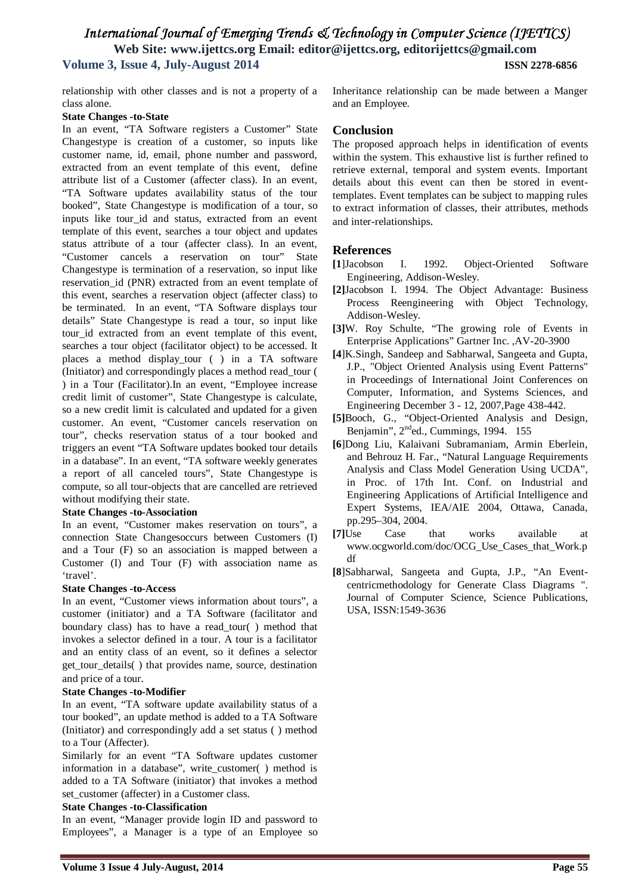relationship with other classes and is not a property of a class alone.

**State Changes -to-State**

In an event, "TA Software registers a Customer" State Changestype is creation of a customer, so inputs like customer name, id, email, phone number and password, extracted from an event template of this event, define attribute list of a Customer (affecter class). In an event, "TA Software updates availability status of the tour booked", State Changestype is modification of a tour, so inputs like tour_id and status, extracted from an event template of this event, searches a tour object and updates status attribute of a tour (affecter class). In an event, "Customer cancels a reservation on tour" State Changestype is termination of a reservation, so input like reservation_id (PNR) extracted from an event template of this event, searches a reservation object (affecter class) to be terminated. In an event, "TA Software displays tour details" State Changestype is read a tour, so input like tour_id extracted from an event template of this event, searches a tour object (facilitator object) to be accessed. It places a method display_tour ( ) in a TA software (Initiator) and correspondingly places a method read_tour ( ) in a Tour (Facilitator).In an event, "Employee increase credit limit of customer", State Changestype is calculate, so a new credit limit is calculated and updated for a given customer. An event, "Customer cancels reservation on tour", checks reservation status of a tour booked and triggers an event "TA Software updates booked tour details in a database". In an event, "TA software weekly generates a report of all canceled tours", State Changestype is compute, so all tour-objects that are cancelled are retrieved without modifying their state.

**State Changes -to-Association**

In an event, "Customer makes reservation on tours", a connection State Changesoccurs between Customers (I) and a Tour (F) so an association is mapped between a Customer (I) and Tour (F) with association name as 'travel'.

**State Changes -to-Access**

In an event, "Customer views information about tours", a customer (initiator) and a TA Software (facilitator and boundary class) has to have a read_tour( ) method that invokes a selector defined in a tour. A tour is a facilitator and an entity class of an event, so it defines a selector get_tour_details( ) that provides name, source, destination and price of a tour.

**State Changes -to-Modifier**

In an event, "TA software update availability status of a tour booked", an update method is added to a TA Software (Initiator) and correspondingly add a set status ( ) method to a Tour (Affecter).

Similarly for an event "TA Software updates customer information in a database", write_customer( ) method is added to a TA Software (initiator) that invokes a method set_customer (affecter) in a Customer class.

**State Changes -to-Classification**

In an event, "Manager provide login ID and password to Employees", a Manager is a type of an Employee so Inheritance relationship can be made between a Manger and an Employee.

## Conclusion

The proposed approach helps in identification of events within the system. This exhaustive list is further refined to retrieve external, temporal and system events. Important details about this event can then be stored in event-templates. Event templates can be subject to mapping rules to extract information of classes, their attributes, methods and inter-relationships.

## References

**[1]** Jacobson I. 1992. Object-Oriented Software Engineering, Addison-Wesley.

**[2]** Jacobson I. 1994. The Object Advantage: Business Process Reengineering with Object Technology, Addison-Wesley.

**[3]** W. Roy Schulte, "The growing role of Events in Enterprise Applications" Gartner Inc. ,AV-20-3900

**[4]** K.Singh, Sandeep and Sabharwal, Sangeeta and Gupta, J.P., "Object Oriented Analysis using Event Patterns" in Proceedings of International Joint Conferences on Computer, Information, and Systems Sciences, and Engineering December 3 - 12, 2007,Page 438-442.

**[5]** Booch, G., "Object-Oriented Analysis and Design, Benjamin", 2nd ed., Cummings, 1994. 155

**[6]** Dong Liu, Kalaivani Subramaniam, Armin Eberlein, and Behrouz H. Far., "Natural Language Requirements Analysis and Class Model Generation Using UCDA", in Proc. of 17th Int. Conf. on Industrial and Engineering Applications of Artificial Intelligence and Expert Systems, IEA/AIE 2004, Ottawa, Canada, pp.295–304, 2004.

**[7]** Use Case that works available at www.ocgworld.com/doc/OCG_Use_Cases_that_Work.pdf

**[8]** Sabharwal, Sangeeta and Gupta, J.P., "An Event-centricmethodology for Generate Class Diagrams ". Journal of Computer Science, Science Publications, USA, ISSN:1549-3636